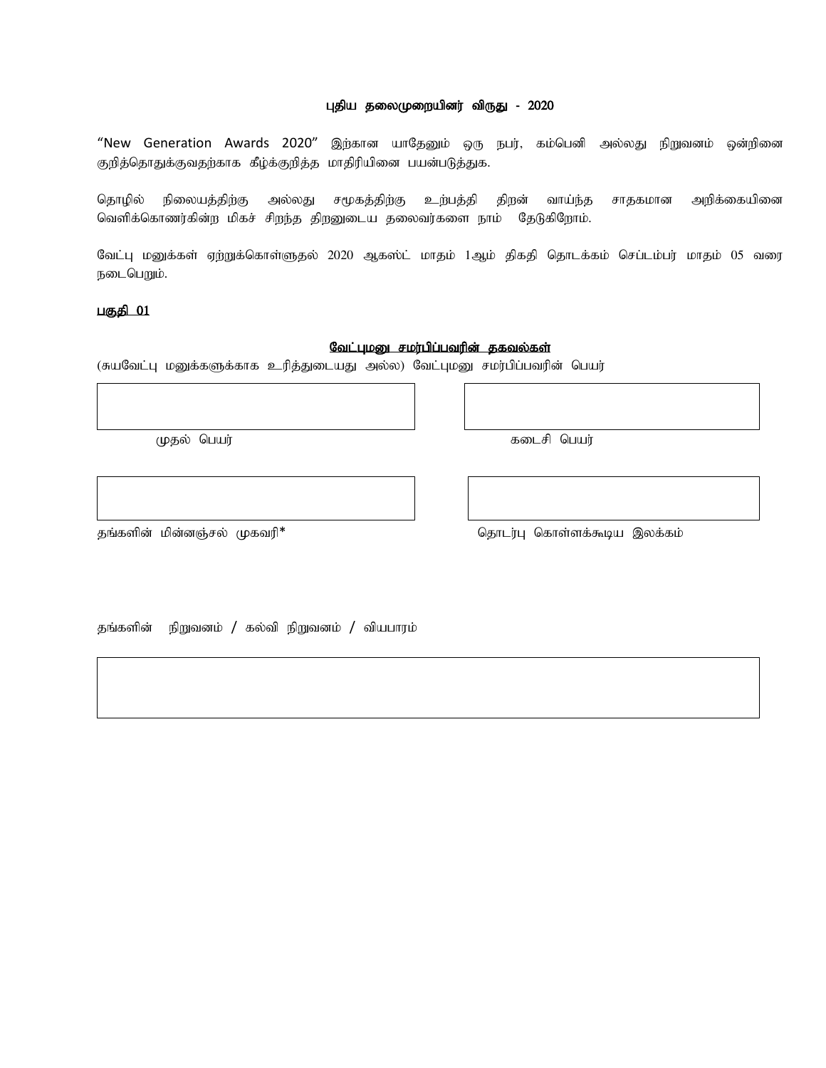## புதிய தலைமுறையினர் விருது - 2020

"New Generation Awards 2020" இற்கான யாதேனும் ஒரு நபர், கம்பெனி அல்லது நிறுவனம் ஒன்றினை குறித்தொதுக்குவதற்காக கீழ்க்குறித்த மாதிரியினை பயன்படுத்துக.

தொழில் நிலையத்திற்கு அல்லது சமூகத்திற்கு உற்பத்தி திறன் வாய்ந்த சாதகமான அறிக்கையினை வெளிக்கொணர்கின்ற மிகச் சிறந்த திறனுடைய தலைவர்களை நாம் தேடுகிறோம்.

வேட்பு மனுக்கள் ஏற்றுக்கொள்ளுதல் 2020 ஆகஸ்ட் மாதம் 1ஆம் திகதி தொடக்கம் செப்டம்பர் மாதம் 05 வரை நடைபெறும்.

<u>பகுதி 01</u>

### <u>வேட்புமனு சமர்ப்பிப்பவரின் தகவல்கள்</u>

(சுயவேட்பு மனுக்களுக்காக உரித்துடையது அல்ல) வேட்புமனு சமர்ப்பிப்பவரின் பெயர்

| முதல் பெயர் | கடைசி பெயர் |
|---|---|
| | |

| தங்களின் மின்னஞ்சல் முகவரி* | தொடர்பு கொள்ளக்கூடிய இலக்கம் |
|---|---|
| | |

தங்களின் நிறுவனம் / கல்வி நிறுவனம் / வியபாரம்

| |
|---|
| |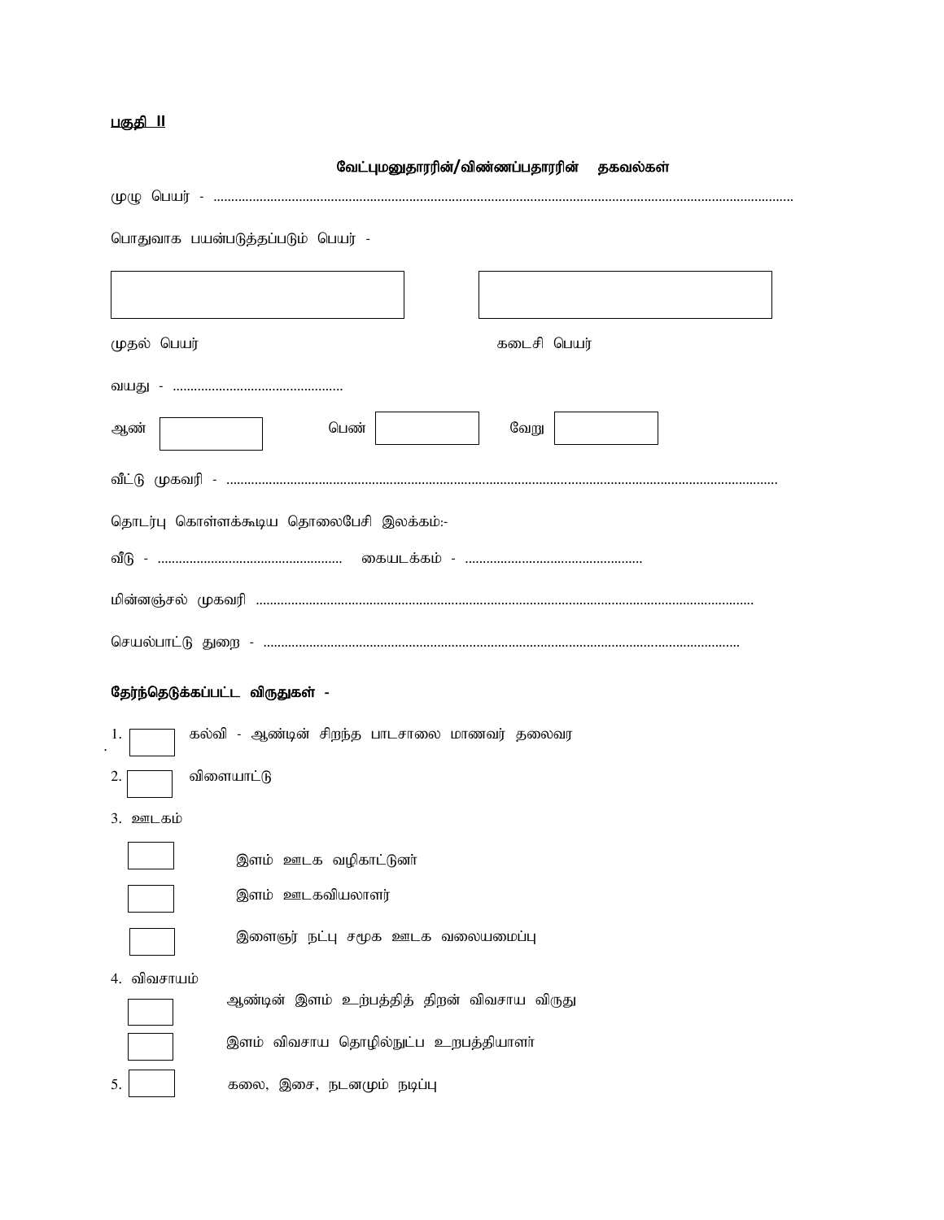<u>பகுதி II</u>

## வேட்புமனுதாரரின்/விண்ணப்பதாரரின் தகவல்கள்

முழு பெயர் - ........................................................................................................................................................

பொதுவாக பயன்படுத்தப்படும் பெயர் -

| | |
|---|---|
| முதல் பெயர் | கடைசி பெயர் |

வயது - ................................................

ஆண் ☐ பெண் ☐ வேறு ☐

வீட்டு முகவரி - .........................................................................................................................................

தொடர்பு கொள்ளக்கூடிய தொலைபேசி இலக்கம்:-

வீடு - .................................................... கையடக்கம் - ..................................................

மின்னஞ்சல் முகவரி .........................................................................................................................

செயல்பாட்டு துறை - ...................................................................................................................

**தேர்ந்தெடுக்கப்பட்ட விருதுகள் -**

1. ☐ கல்வி - ஆண்டின் சிறந்த பாடசாலை மாணவர் தலைவர
2. ☐ விளையாட்டு
3. ஊடகம்
   - ☐ இளம் ஊடக வழிகாட்டுனர்
   - ☐ இளம் ஊடகவியலாளர்
   - ☐ இளைஞர் நட்பு சமூக ஊடக வலையமைப்பு
4. விவசாயம்
   - ☐ ஆண்டின் இளம் உற்பத்தித் திறன் விவசாய விருது
   - ☐ இளம் விவசாய தொழில்நுட்ப உறபத்தியாளர்
5. ☐ கலை, இசை, நடனமும் நடிப்பு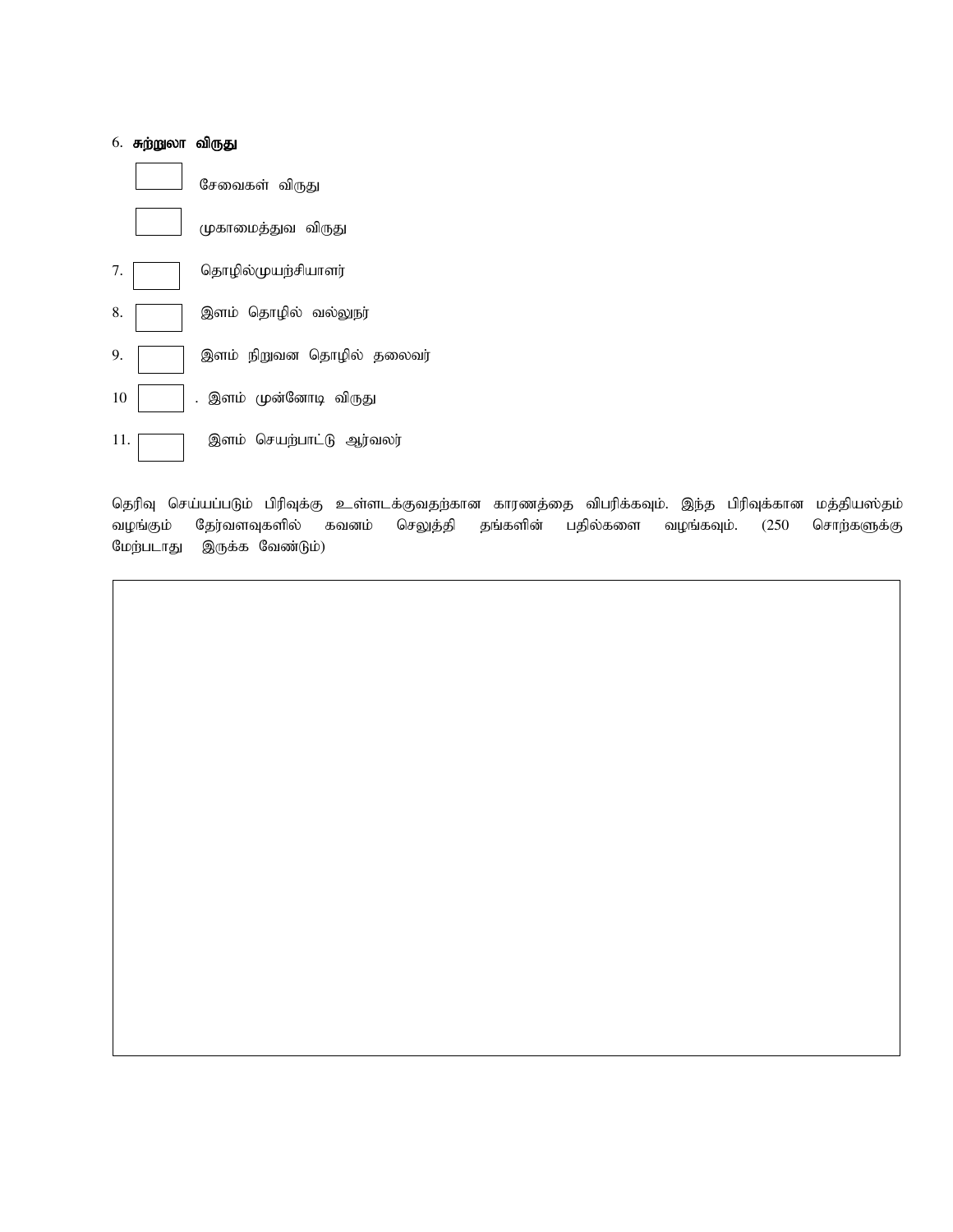6. **சுற்றுலா விருது**

- [ ] சேவைகள் விருது
- [ ] முகாமைத்துவ விருது

7. [ ] தொழில்முயற்சியாளர்

8. [ ] இளம் தொழில் வல்லுநர்

9. [ ] இளம் நிறுவன தொழில் தலைவர்

10 [ ] . இளம் முன்னோடி விருது

11. [ ] இளம் செயற்பாட்டு ஆர்வலர்

தெரிவு செய்யப்படும் பிரிவுக்கு உள்ளடக்குவதற்கான காரணத்தை விபரிக்கவும். இந்த பிரிவுக்கான மத்தியஸ்தம் வழங்கும் தேர்வளவுகளில் கவனம் செலுத்தி தங்களின் பதில்களை வழங்கவும். (250 சொற்களுக்கு மேற்படாது இருக்க வேண்டும்)

| |
|---|
| |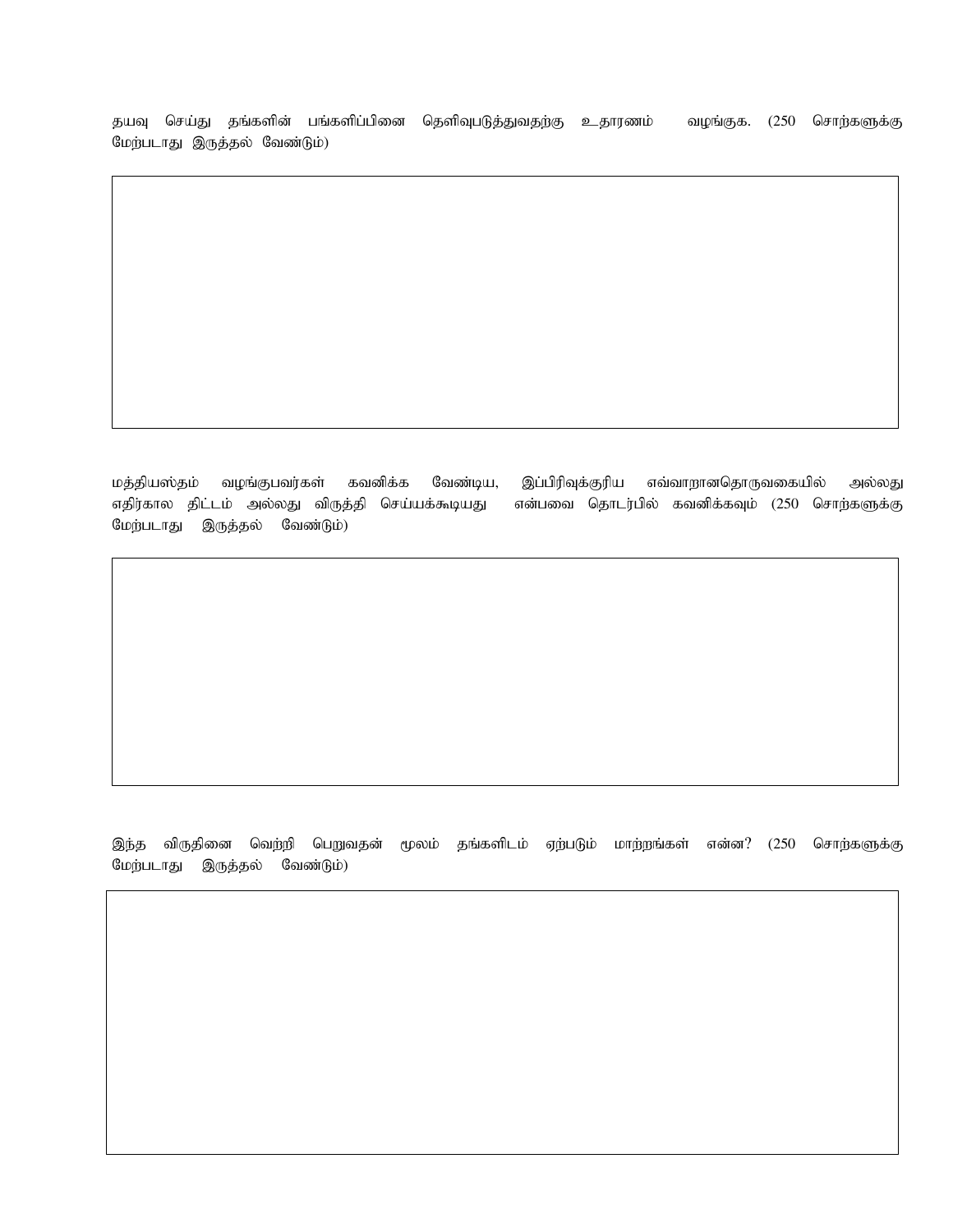தயவு செய்து தங்களின் பங்களிப்பினை தெளிவுபடுத்துவதற்கு உதாரணம் வழங்குக. (250 சொற்களுக்கு மேற்படாது இருத்தல் வேண்டும்)

| |
|---|
| |

மத்தியஸ்தம் வழங்குபவர்கள் கவனிக்க வேண்டிய, இப்பிரிவுக்குரிய எவ்வாறானதொருவகையில் அல்லது எதிர்கால திட்டம் அல்லது விருத்தி செய்யக்கூடியது என்பவை தொடர்பில் கவனிக்கவும் (250 சொற்களுக்கு மேற்படாது இருத்தல் வேண்டும்)

| |
|---|
| |

இந்த விருதினை வெற்றி பெறுவதன் மூலம் தங்களிடம் ஏற்படும் மாற்றங்கள் என்ன? (250 சொற்களுக்கு மேற்படாது இருத்தல் வேண்டும்)

| |
|---|
| |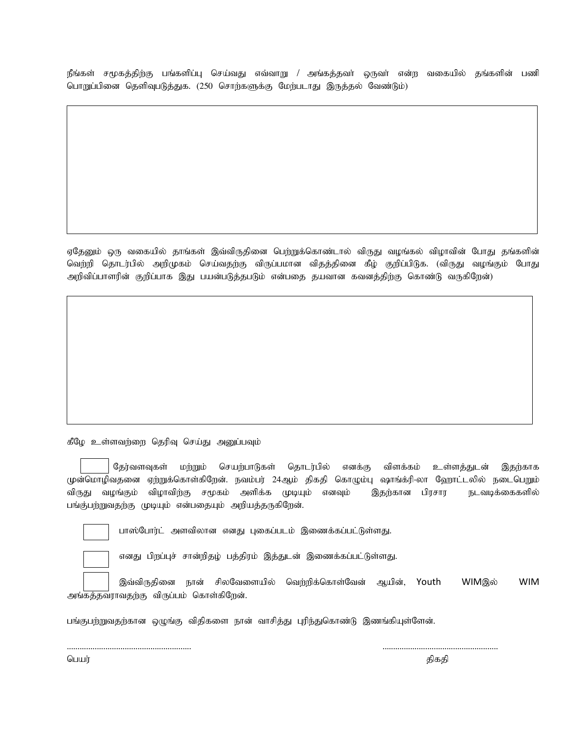நீங்கள் சமூகத்திற்கு பங்களிப்பு செய்வது எவ்வாறு / அங்கத்தவர் ஒருவர் என்ற வகையில் தங்களின் பணி பொறுப்பினை தெளிவுபடுத்துக. (250 சொற்களுக்கு மேற்படாது இருத்தல் வேண்டும்)

ஏதேனும் ஒரு வகையில் தாங்கள் இவ்விருதினை பெற்றுக்கொண்டால் விருது வழங்கல் விழாவின் போது தங்களின் வெற்றி தொடர்பில் அறிமுகம் செய்வதற்கு விருப்பமான விதத்தினை கீழ் குறிப்பிடுக. (விருது வழங்கும் போது அறிவிப்பாளரின் குறிப்பாக இது பயன்படுத்தபடும் என்பதை தயவான கவனத்திற்கு கொண்டு வருகிறேன்)

கீழே உள்ளவற்றை தெரிவு செய்து அனுப்பவும்

- [ ] தேர்வளவுகள் மற்றும் செயற்பாடுகள் தொடர்பில் எனக்கு விளக்கம் உள்ளத்துடன் இதற்காக முன்மொழிவதனை ஏற்றுக்கொள்கிறேன். நவம்பர் 24ஆம் திகதி கொழும்பு ஷாங்க்ரி-லா ஹோட்டலில் நடைபெறும் விருது வழங்கும் விழாவிற்கு சமூகம் அளிக்க முடியும் எனவும் இதற்கான பிரசார நடவடிக்கைகளில் பங்குப்பற்றுவதற்கு முடியும் என்பதையும் அறியத்தருகிறேன்.
- [ ] பாஸ்போர்ட் அளவிலான எனது புகைப்படம் இணைக்கப்பட்டுள்ளது.
- [ ] எனது பிறப்புச் சான்றிதழ் பத்திரம் இத்துடன் இணைக்கப்பட்டுள்ளது.
- [ ] இவ்விருதினை நான் சிலவேளையில் வெற்றிக்கொள்வேன் ஆயின், Youth WIMஇல் WIM அங்கத்தவராவதற்கு விருப்பம் கொள்கிறேன்.

பங்குபற்றுவதற்கான ஒழுங்கு விதிகளை நான் வாசித்து புரிந்துகொண்டு இணங்கியுள்ளேன்.

......................................................... ......................................................

பெயர் திகதி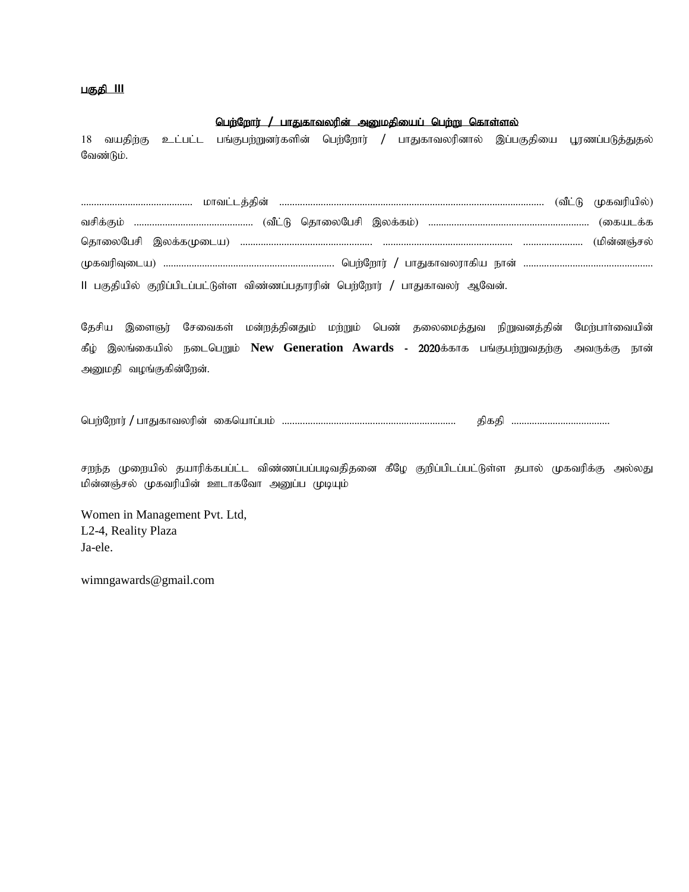**பகுதி III**

**பெற்றோர் / பாதுகாவலரின் அனுமதியைப் பெற்று கொள்ளல்**

18 வயதிற்கு உட்பட்ட பங்குபற்றுனர்களின் பெற்றோர் / பாதுகாவலரினால் இப்பகுதியை பூரணப்படுத்துதல் வேண்டும்.

.......................................... மாவட்டத்தின் .................................................................................................... (வீட்டு முகவரியில்) வசிக்கும் ............................................. (வீட்டு தொலைபேசி இலக்கம்) ............................................................ (கையடக்க தொலைபேசி இலக்கமுடைய) .................................................... .................................................. ....................... (மின்னஞ்சல் முகவரிவுடைய) ................................................................. பெற்றோர் / பாதுகாவலராகிய நான் ................................................. II பகுதியில் குறிப்பிடப்பட்டுள்ள விண்ணப்பதாரரின் பெற்றோர் / பாதுகாவலர் ஆவேன்.

தேசிய இளைஞர் சேவைகள் மன்றத்தினதும் மற்றும் பெண் தலைமைத்துவ நிறுவனத்தின் மேற்பார்வையின் கீழ் இலங்கையில் நடைபெறும் **New Generation Awards** - 2020க்காக பங்குபற்றுவதற்கு அவருக்கு நான் அனுமதி வழங்குகின்றேன்.

பெற்றோர் / பாதுகாவலரின் கையொப்பம் .................................................................. திகதி .....................................

சறந்த முறையில் தயாரிக்கபப்பட்ட விண்ணப்பப்படிவதிதனை கீழே குறிப்பிடப்பட்டுள்ள தபால் முகவரிக்கு அல்லது மின்னஞ்சல் முகவரியின் ஊடாகவோ அனுப்ப முடியும்

Women in Management Pvt. Ltd,
L2-4, Reality Plaza
Ja-ele.

wimngawards@gmail.com